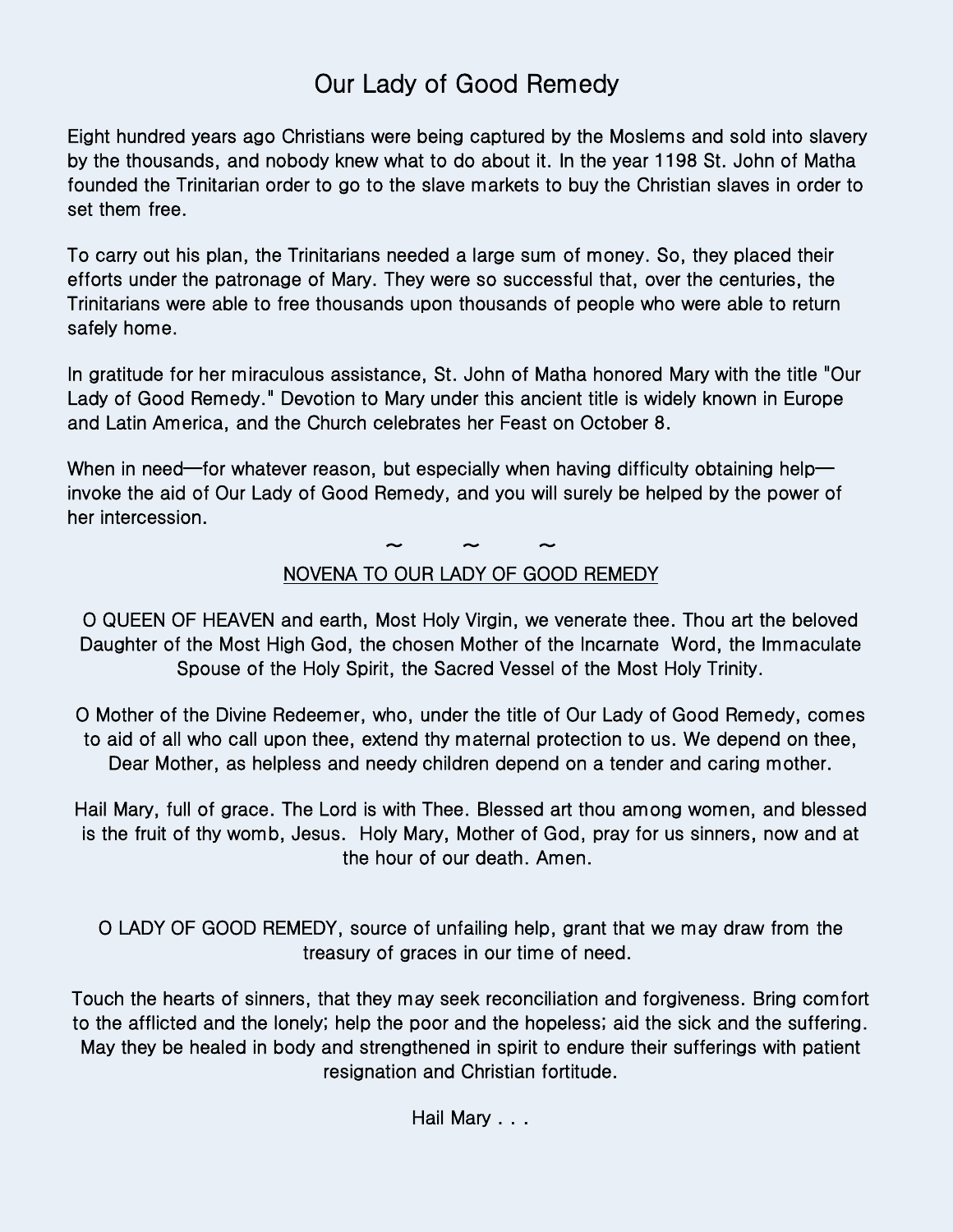# Our Lady of Good Remedy

Eight hundred years ago Christians were being captured by the Moslems and sold into slavery by the thousands, and nobody knew what to do about it. In the year 1198 St. John of Matha founded the Trinitarian order to go to the slave markets to buy the Christian slaves in order to set them free.

To carry out his plan, the Trinitarians needed a large sum of money. So, they placed their efforts under the patronage of Mary. They were so successful that, over the centuries, the Trinitarians were able to free thousands upon thousands of people who were able to return safely home.

In gratitude for her miraculous assistance, St. John of Matha honored Mary with the title "Our Lady of Good Remedy." Devotion to Mary under this ancient title is widely known in Europe and Latin America, and the Church celebrates her Feast on October 8.

When in need—for whatever reason, but especially when having difficulty obtaining help—invoke the aid of Our Lady of Good Remedy, and you will surely be helped by the power of her intercession.

~ ~ ~

## NOVENA TO OUR LADY OF GOOD REMEDY

O QUEEN OF HEAVEN and earth, Most Holy Virgin, we venerate thee. Thou art the beloved Daughter of the Most High God, the chosen Mother of the Incarnate Word, the Immaculate Spouse of the Holy Spirit, the Sacred Vessel of the Most Holy Trinity.

O Mother of the Divine Redeemer, who, under the title of Our Lady of Good Remedy, comes to aid of all who call upon thee, extend thy maternal protection to us. We depend on thee, Dear Mother, as helpless and needy children depend on a tender and caring mother.

Hail Mary, full of grace. The Lord is with Thee. Blessed art thou among women, and blessed is the fruit of thy womb, Jesus. Holy Mary, Mother of God, pray for us sinners, now and at the hour of our death. Amen.

O LADY OF GOOD REMEDY, source of unfailing help, grant that we may draw from the treasury of graces in our time of need.

Touch the hearts of sinners, that they may seek reconciliation and forgiveness. Bring comfort to the afflicted and the lonely; help the poor and the hopeless; aid the sick and the suffering. May they be healed in body and strengthened in spirit to endure their sufferings with patient resignation and Christian fortitude.

Hail Mary . . .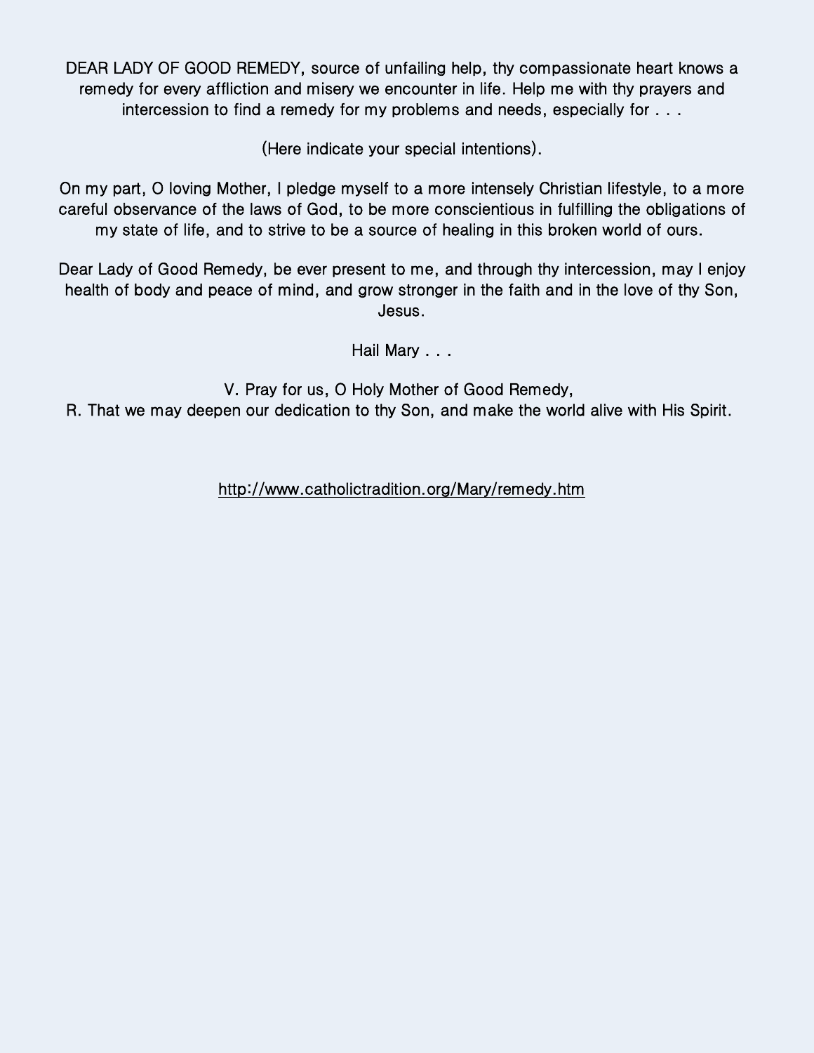DEAR LADY OF GOOD REMEDY, source of unfailing help, thy compassionate heart knows a remedy for every affliction and misery we encounter in life. Help me with thy prayers and intercession to find a remedy for my problems and needs, especially for . . .

(Here indicate your special intentions).

On my part, O loving Mother, I pledge myself to a more intensely Christian lifestyle, to a more careful observance of the laws of God, to be more conscientious in fulfilling the obligations of my state of life, and to strive to be a source of healing in this broken world of ours.

Dear Lady of Good Remedy, be ever present to me, and through thy intercession, may I enjoy health of body and peace of mind, and grow stronger in the faith and in the love of thy Son, Jesus.

Hail Mary . . .

V. Pray for us, O Holy Mother of Good Remedy,
R. That we may deepen our dedication to thy Son, and make the world alive with His Spirit.

http://www.catholictradition.org/Mary/remedy.htm